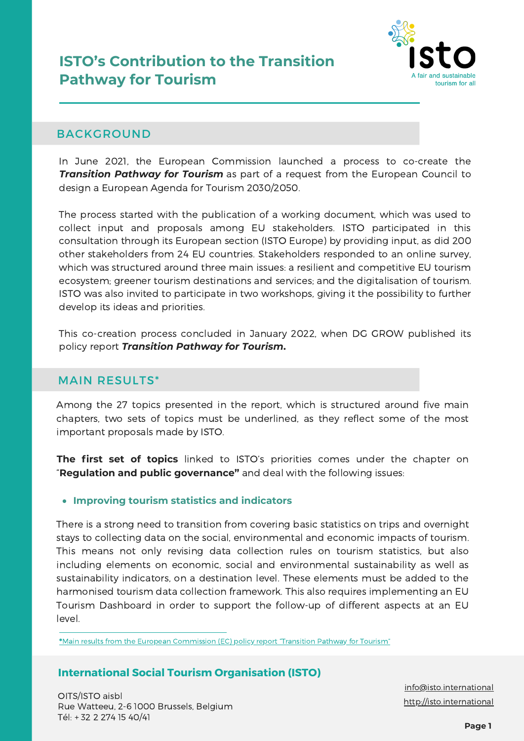# ISTO's Contribution to the Transition Pathway for Tourism

A fair and sustainable tourism for all

## BACKGROUND

In June 2021, the European Commission launched a process to co-create the ***Transition Pathway for Tourism*** as part of a request from the European Council to design a European Agenda for Tourism 2030/2050.

The process started with the publication of a working document, which was used to collect input and proposals among EU stakeholders. ISTO participated in this consultation through its European section (ISTO Europe) by providing input, as did 200 other stakeholders from 24 EU countries. Stakeholders responded to an online survey, which was structured around three main issues: a resilient and competitive EU tourism ecosystem; greener tourism destinations and services; and the digitalisation of tourism. ISTO was also invited to participate in two workshops, giving it the possibility to further develop its ideas and priorities.

This co-creation process concluded in January 2022, when DG GROW published its policy report ***Transition Pathway for Tourism*.**

## MAIN RESULTS*

Among the 27 topics presented in the report, which is structured around five main chapters, two sets of topics must be underlined, as they reflect some of the most important proposals made by ISTO.

**The first set of topics** linked to ISTO's priorities comes under the chapter on "**Regulation and public governance"** and deal with the following issues:

- **Improving tourism statistics and indicators**

There is a strong need to transition from covering basic statistics on trips and overnight stays to collecting data on the social, environmental and economic impacts of tourism. This means not only revising data collection rules on tourism statistics, but also including elements on economic, social and environmental sustainability as well as sustainability indicators, on a destination level. These elements must be added to the harmonised tourism data collection framework. This also requires implementing an EU Tourism Dashboard in order to support the follow-up of different aspects at an EU level.

*Main results from the European Commission (EC) policy report "Transition Pathway for Tourism"

**International Social Tourism Organisation (ISTO)**

OITS/ISTO aisbl
Rue Watteeu, 2-6 1000 Brussels, Belgium
Tél: + 32 2 274 15 40/41

info@isto.international
http://isto.international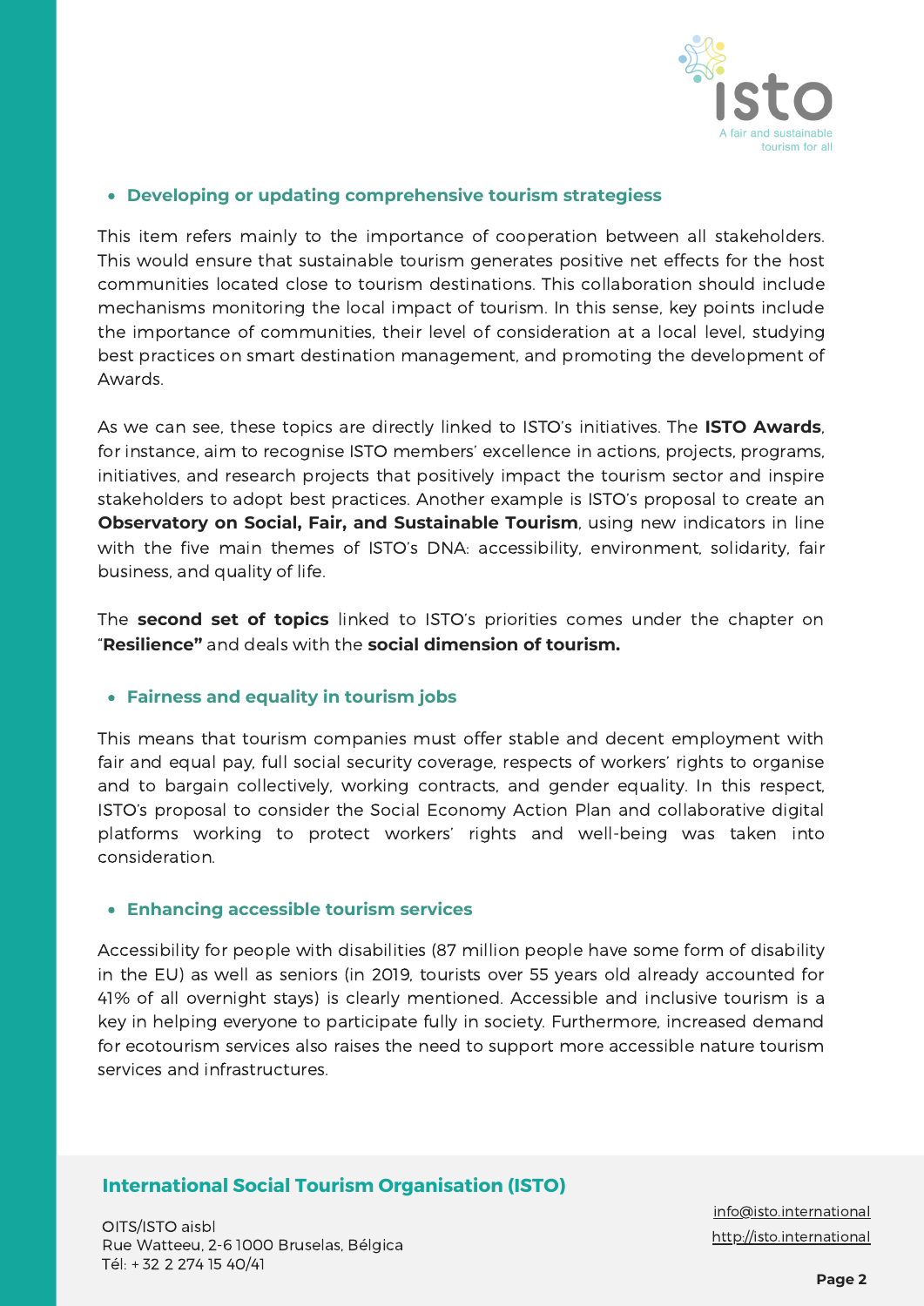- **Developing or updating comprehensive tourism strategiess**

This item refers mainly to the importance of cooperation between all stakeholders. This would ensure that sustainable tourism generates positive net effects for the host communities located close to tourism destinations. This collaboration should include mechanisms monitoring the local impact of tourism. In this sense, key points include the importance of communities, their level of consideration at a local level, studying best practices on smart destination management, and promoting the development of Awards.

As we can see, these topics are directly linked to ISTO's initiatives. The **ISTO Awards**, for instance, aim to recognise ISTO members' excellence in actions, projects, programs, initiatives, and research projects that positively impact the tourism sector and inspire stakeholders to adopt best practices. Another example is ISTO's proposal to create an **Observatory on Social, Fair, and Sustainable Tourism**, using new indicators in line with the five main themes of ISTO's DNA: accessibility, environment, solidarity, fair business, and quality of life.

The **second set of topics** linked to ISTO's priorities comes under the chapter on "**Resilience"** and deals with the **social dimension of tourism.**

- **Fairness and equality in tourism jobs**

This means that tourism companies must offer stable and decent employment with fair and equal pay, full social security coverage, respects of workers' rights to organise and to bargain collectively, working contracts, and gender equality. In this respect, ISTO's proposal to consider the Social Economy Action Plan and collaborative digital platforms working to protect workers' rights and well-being was taken into consideration.

- **Enhancing accessible tourism services**

Accessibility for people with disabilities (87 million people have some form of disability in the EU) as well as seniors (in 2019, tourists over 55 years old already accounted for 41% of all overnight stays) is clearly mentioned. Accessible and inclusive tourism is a key in helping everyone to participate fully in society. Furthermore, increased demand for ecotourism services also raises the need to support more accessible nature tourism services and infrastructures.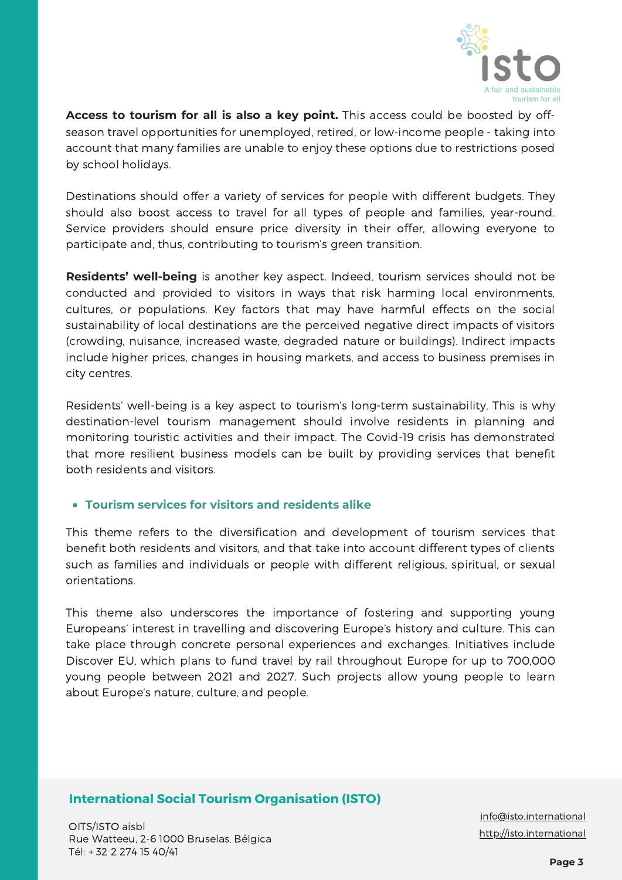**Access to tourism for all is also a key point.** This access could be boosted by off-season travel opportunities for unemployed, retired, or low-income people - taking into account that many families are unable to enjoy these options due to restrictions posed by school holidays.

Destinations should offer a variety of services for people with different budgets. They should also boost access to travel for all types of people and families, year-round. Service providers should ensure price diversity in their offer, allowing everyone to participate and, thus, contributing to tourism's green transition.

**Residents' well-being** is another key aspect. Indeed, tourism services should not be conducted and provided to visitors in ways that risk harming local environments, cultures, or populations. Key factors that may have harmful effects on the social sustainability of local destinations are the perceived negative direct impacts of visitors (crowding, nuisance, increased waste, degraded nature or buildings). Indirect impacts include higher prices, changes in housing markets, and access to business premises in city centres.

Residents' well-being is a key aspect to tourism's long-term sustainability. This is why destination-level tourism management should involve residents in planning and monitoring touristic activities and their impact. The Covid-19 crisis has demonstrated that more resilient business models can be built by providing services that benefit both residents and visitors.

- **Tourism services for visitors and residents alike**

This theme refers to the diversification and development of tourism services that benefit both residents and visitors, and that take into account different types of clients such as families and individuals or people with different religious, spiritual, or sexual orientations.

This theme also underscores the importance of fostering and supporting young Europeans' interest in travelling and discovering Europe's history and culture. This can take place through concrete personal experiences and exchanges. Initiatives include Discover EU, which plans to fund travel by rail throughout Europe for up to 700,000 young people between 2021 and 2027. Such projects allow young people to learn about Europe's nature, culture, and people.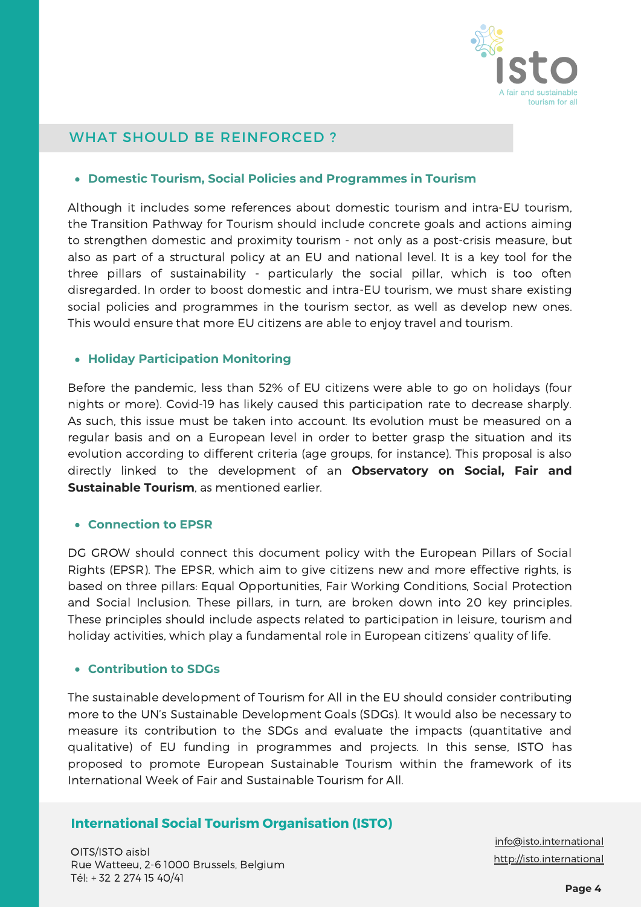## WHAT SHOULD BE REINFORCED ?

- ### Domestic Tourism, Social Policies and Programmes in Tourism

Although it includes some references about domestic tourism and intra-EU tourism, the Transition Pathway for Tourism should include concrete goals and actions aiming to strengthen domestic and proximity tourism - not only as a post-crisis measure, but also as part of a structural policy at an EU and national level. It is a key tool for the three pillars of sustainability - particularly the social pillar, which is too often disregarded. In order to boost domestic and intra-EU tourism, we must share existing social policies and programmes in the tourism sector, as well as develop new ones. This would ensure that more EU citizens are able to enjoy travel and tourism.

- ### Holiday Participation Monitoring

Before the pandemic, less than 52% of EU citizens were able to go on holidays (four nights or more). Covid-19 has likely caused this participation rate to decrease sharply. As such, this issue must be taken into account. Its evolution must be measured on a regular basis and on a European level in order to better grasp the situation and its evolution according to different criteria (age groups, for instance). This proposal is also directly linked to the development of an **Observatory on Social, Fair and Sustainable Tourism**, as mentioned earlier.

- ### Connection to EPSR

DG GROW should connect this document policy with the European Pillars of Social Rights (EPSR). The EPSR, which aim to give citizens new and more effective rights, is based on three pillars: Equal Opportunities, Fair Working Conditions, Social Protection and Social Inclusion. These pillars, in turn, are broken down into 20 key principles. These principles should include aspects related to participation in leisure, tourism and holiday activities, which play a fundamental role in European citizens' quality of life.

- ### Contribution to SDGs

The sustainable development of Tourism for All in the EU should consider contributing more to the UN's Sustainable Development Goals (SDGs). It would also be necessary to measure its contribution to the SDGs and evaluate the impacts (quantitative and qualitative) of EU funding in programmes and projects. In this sense, ISTO has proposed to promote European Sustainable Tourism within the framework of its International Week of Fair and Sustainable Tourism for All.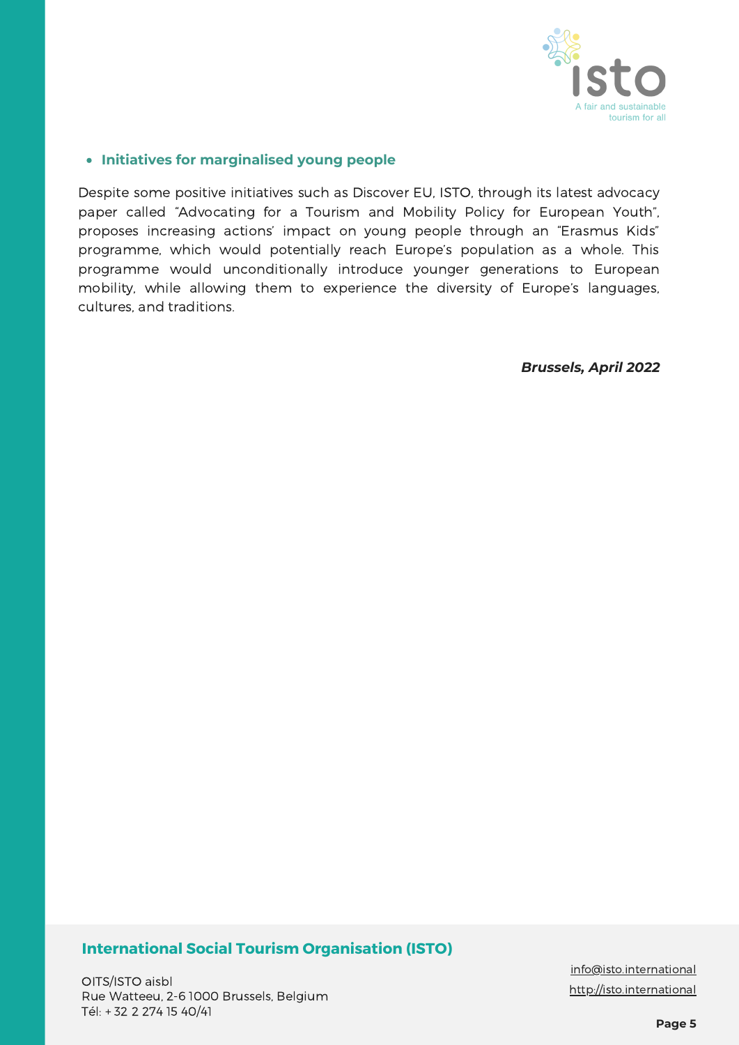- **Initiatives for marginalised young people**

Despite some positive initiatives such as Discover EU, ISTO, through its latest advocacy paper called "Advocating for a Tourism and Mobility Policy for European Youth", proposes increasing actions' impact on young people through an "Erasmus Kids" programme, which would potentially reach Europe's population as a whole. This programme would unconditionally introduce younger generations to European mobility, while allowing them to experience the diversity of Europe's languages, cultures, and traditions.

***Brussels, April 2022***